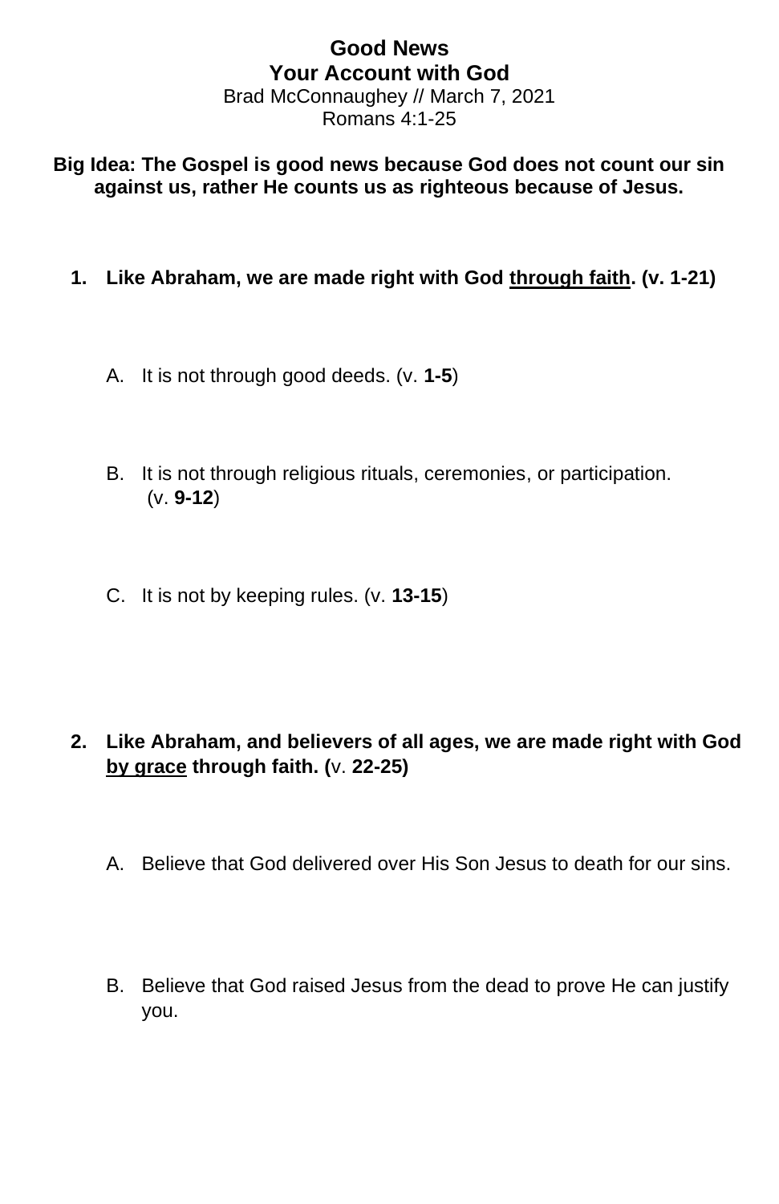# Good News
## Your Account with God

Brad McConnaughey // March 7, 2021
Romans 4:1-25

**Big Idea: The Gospel is good news because God does not count our sin against us, rather He counts us as righteous because of Jesus.**

1. **Like Abraham, we are made right with God <u>through faith</u>. (v. 1-21)**

    A. It is not through good deeds. (v. **1-5**)

    B. It is not through religious rituals, ceremonies, or participation. (v. **9-12**)

    C. It is not by keeping rules. (v. **13-15**)

2. **Like Abraham, and believers of all ages, we are made right with God <u>by grace</u> through faith. (**v. **22-25)**

    A. Believe that God delivered over His Son Jesus to death for our sins.

    B. Believe that God raised Jesus from the dead to prove He can justify you.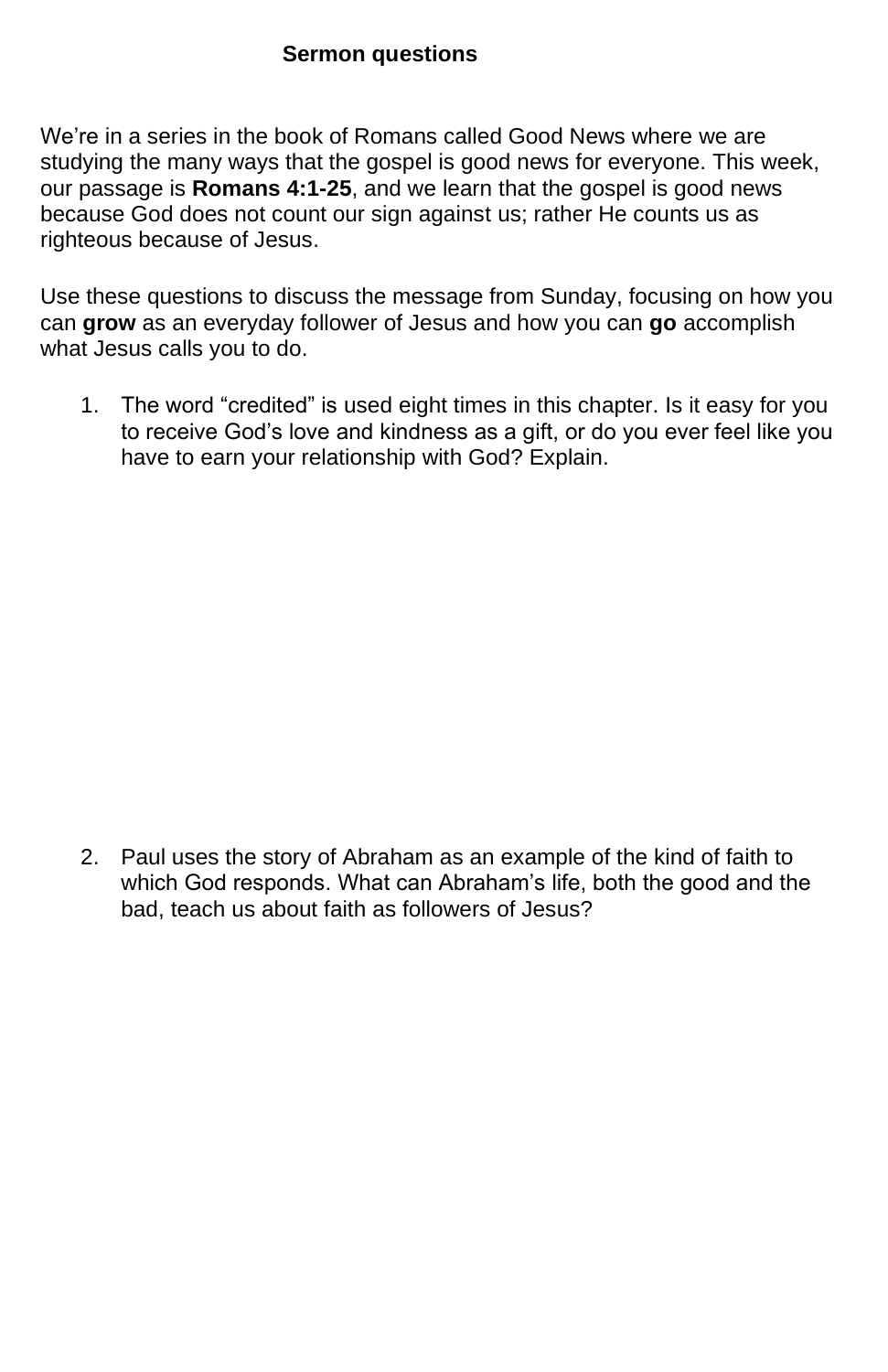**Sermon questions**

We're in a series in the book of Romans called Good News where we are studying the many ways that the gospel is good news for everyone. This week, our passage is **Romans 4:1-25**, and we learn that the gospel is good news because God does not count our sign against us; rather He counts us as righteous because of Jesus.

Use these questions to discuss the message from Sunday, focusing on how you can **grow** as an everyday follower of Jesus and how you can **go** accomplish what Jesus calls you to do.

1. The word "credited" is used eight times in this chapter. Is it easy for you to receive God's love and kindness as a gift, or do you ever feel like you have to earn your relationship with God? Explain.

2. Paul uses the story of Abraham as an example of the kind of faith to which God responds. What can Abraham's life, both the good and the bad, teach us about faith as followers of Jesus?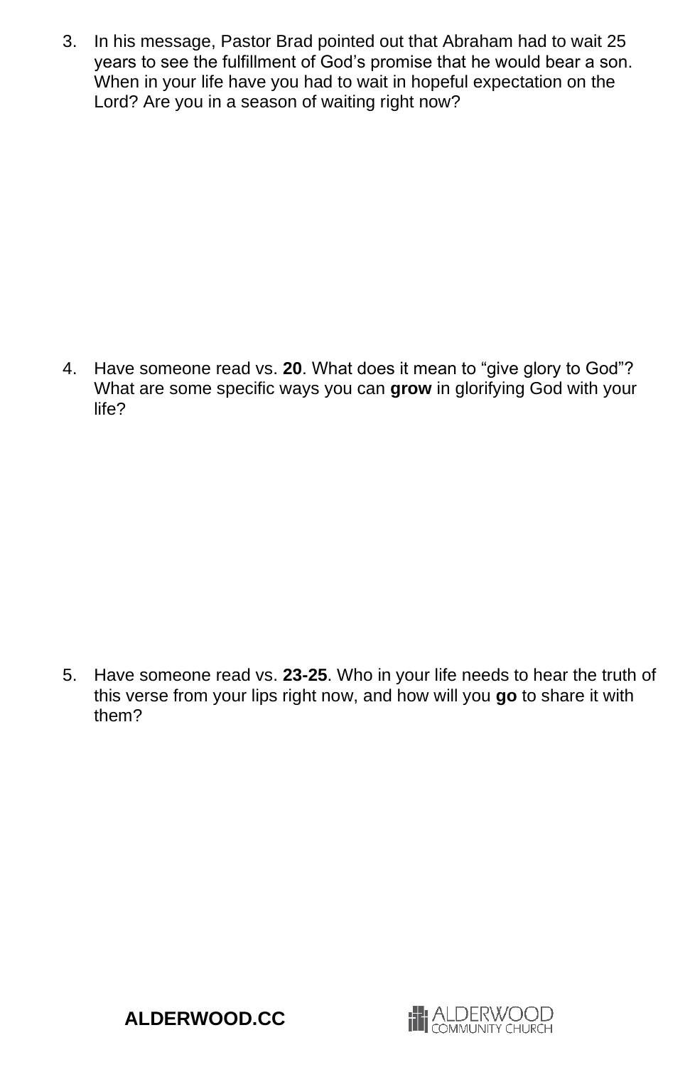3. In his message, Pastor Brad pointed out that Abraham had to wait 25 years to see the fulfillment of God's promise that he would bear a son. When in your life have you had to wait in hopeful expectation on the Lord? Are you in a season of waiting right now?

4. Have someone read vs. **20**. What does it mean to "give glory to God"? What are some specific ways you can **grow** in glorifying God with your life?

5. Have someone read vs. **23-25**. Who in your life needs to hear the truth of this verse from your lips right now, and how will you **go** to share it with them?

**ALDERWOOD.CC**

ALDERWOOD COMMUNITY CHURCH